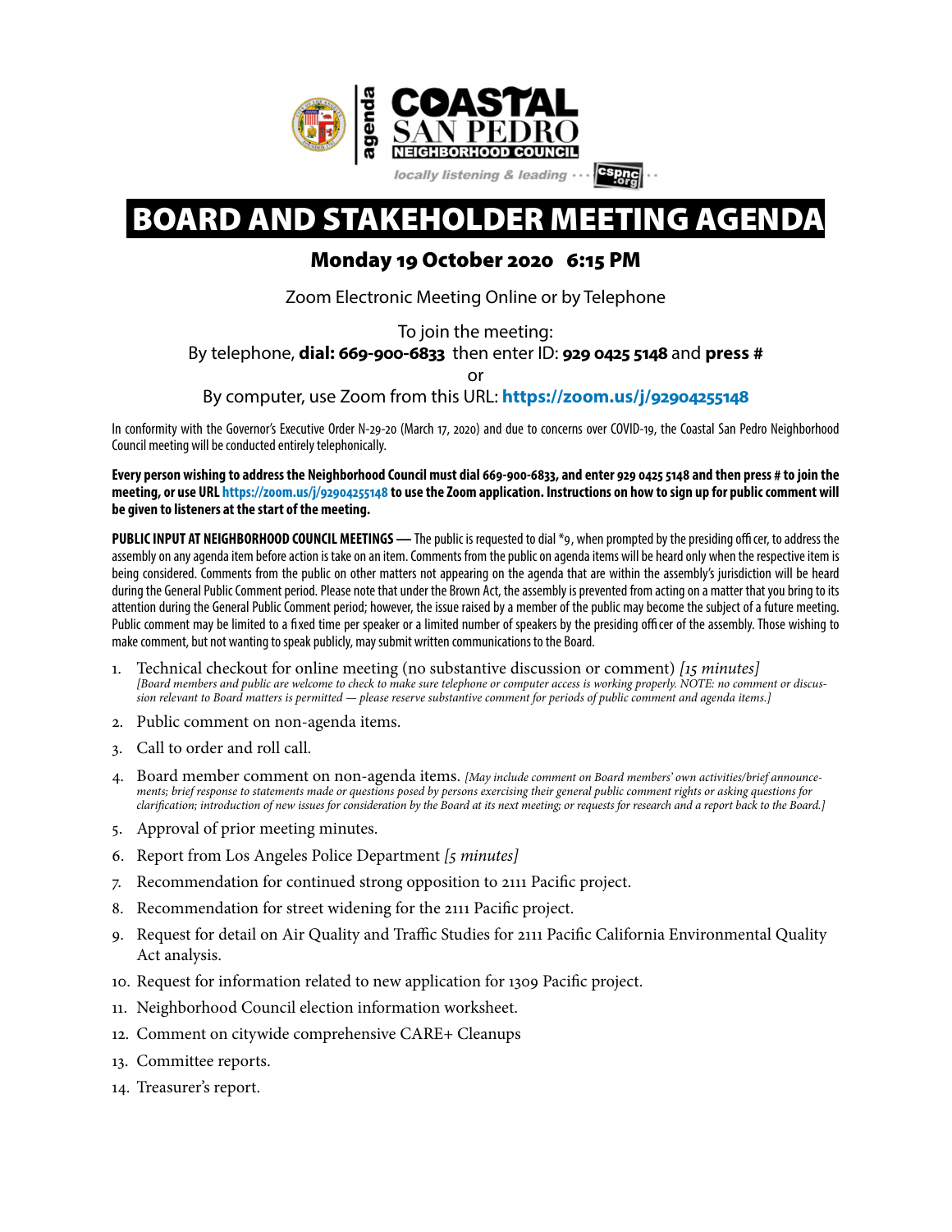agenda

**COASTAL SAN PEDRO NEIGHBORHOOD COUNCIL**

*locally listening & leading* ··· cspnc.org ··

# BOARD AND STAKEHOLDER MEETING AGENDA

## Monday 19 October 2020 6:15 PM

Zoom Electronic Meeting Online or by Telephone

To join the meeting:
By telephone, **dial: 669-900-6833** then enter ID: **929 0425 5148** and **press #**
or
By computer, use Zoom from this URL: **https://zoom.us/j/92904255148**

In conformity with the Governor's Executive Order N-29-20 (March 17, 2020) and due to concerns over COVID-19, the Coastal San Pedro Neighborhood Council meeting will be conducted entirely telephonically.

**Every person wishing to address the Neighborhood Council must dial 669-900-6833, and enter 929 0425 5148 and then press # to join the meeting, or use URL https://zoom.us/j/92904255148 to use the Zoom application. Instructions on how to sign up for public comment will be given to listeners at the start of the meeting.**

**PUBLIC INPUT AT NEIGHBORHOOD COUNCIL MEETINGS —** The public is requested to dial *9, when prompted by the presiding officer, to address the assembly on any agenda item before action is take on an item. Comments from the public on agenda items will be heard only when the respective item is being considered. Comments from the public on other matters not appearing on the agenda that are within the assembly's jurisdiction will be heard during the General Public Comment period. Please note that under the Brown Act, the assembly is prevented from acting on a matter that you bring to its attention during the General Public Comment period; however, the issue raised by a member of the public may become the subject of a future meeting. Public comment may be limited to a fixed time per speaker or a limited number of speakers by the presiding officer of the assembly. Those wishing to make comment, but not wanting to speak publicly, may submit written communications to the Board.

1. Technical checkout for online meeting (no substantive discussion or comment) *[15 minutes]*
   *[Board members and public are welcome to check to make sure telephone or computer access is working properly. NOTE: no comment or discussion relevant to Board matters is permitted — please reserve substantive comment for periods of public comment and agenda items.]*
2. Public comment on non-agenda items.
3. Call to order and roll call.
4. Board member comment on non-agenda items. *[May include comment on Board members' own activities/brief announcements; brief response to statements made or questions posed by persons exercising their general public comment rights or asking questions for clarification; introduction of new issues for consideration by the Board at its next meeting; or requests for research and a report back to the Board.]*
5. Approval of prior meeting minutes.
6. Report from Los Angeles Police Department *[5 minutes]*
7. Recommendation for continued strong opposition to 2111 Pacific project.
8. Recommendation for street widening for the 2111 Pacific project.
9. Request for detail on Air Quality and Traffic Studies for 2111 Pacific California Environmental Quality Act analysis.
10. Request for information related to new application for 1309 Pacific project.
11. Neighborhood Council election information worksheet.
12. Comment on citywide comprehensive CARE+ Cleanups
13. Committee reports.
14. Treasurer's report.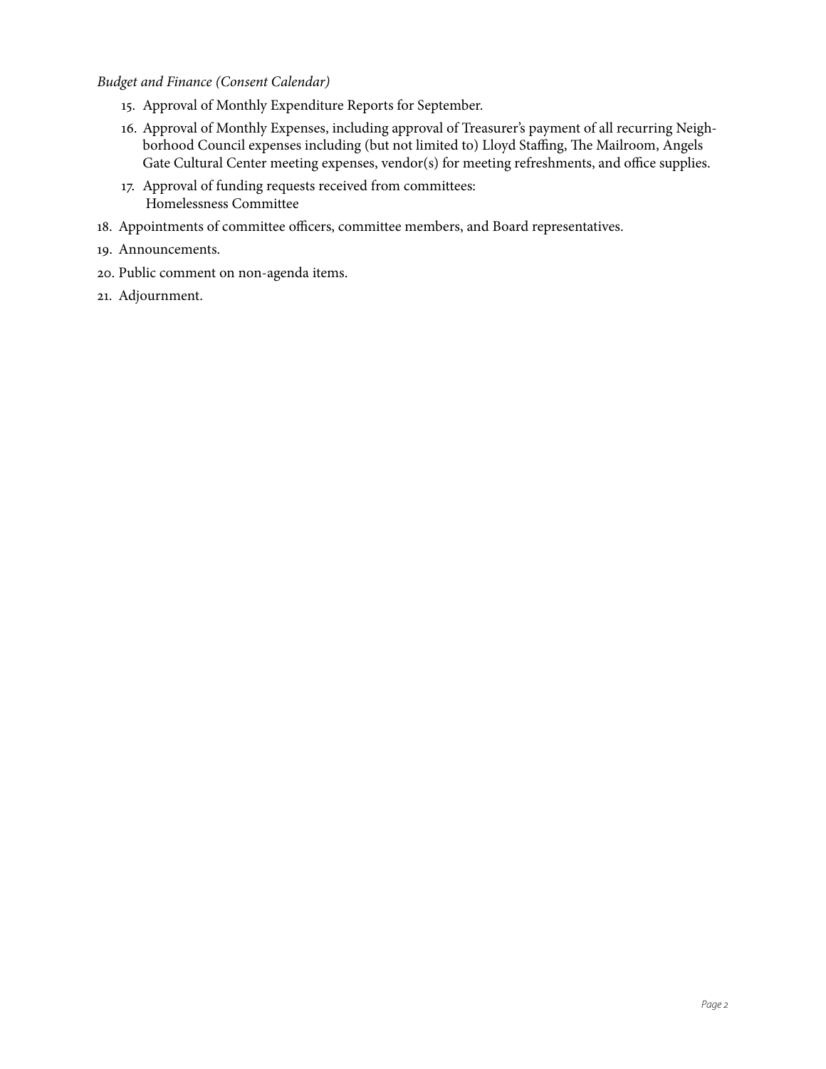*Budget and Finance (Consent Calendar)*

15. Approval of Monthly Expenditure Reports for September.
16. Approval of Monthly Expenses, including approval of Treasurer's payment of all recurring Neighborhood Council expenses including (but not limited to) Lloyd Staffing, The Mailroom, Angels Gate Cultural Center meeting expenses, vendor(s) for meeting refreshments, and office supplies.
17. Approval of funding requests received from committees:
    Homelessness Committee

18. Appointments of committee officers, committee members, and Board representatives.
19. Announcements.
20. Public comment on non-agenda items.
21. Adjournment.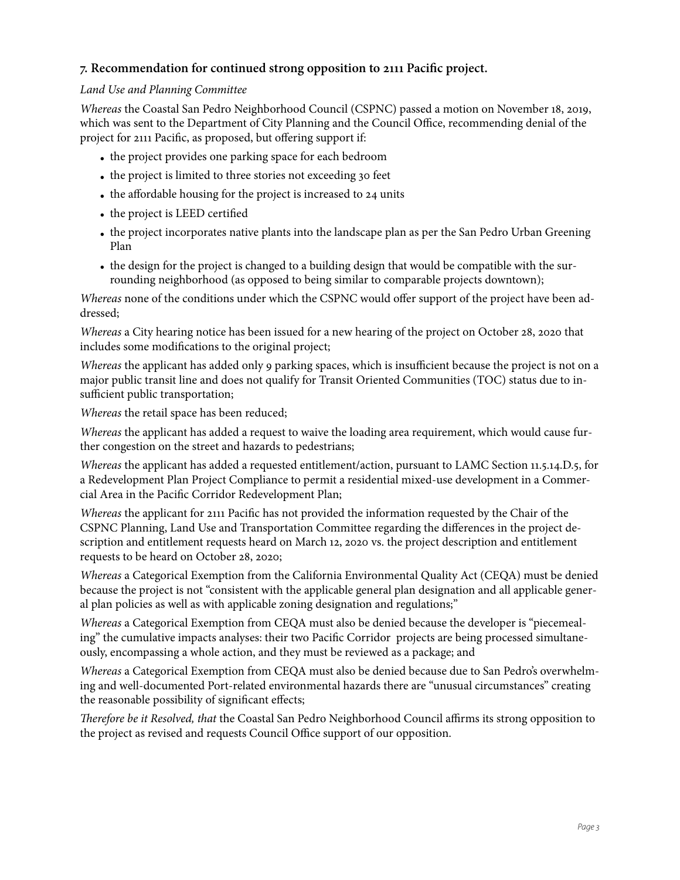### 7. Recommendation for continued strong opposition to 2111 Pacific project.

*Land Use and Planning Committee*

*Whereas* the Coastal San Pedro Neighborhood Council (CSPNC) passed a motion on November 18, 2019, which was sent to the Department of City Planning and the Council Office, recommending denial of the project for 2111 Pacific, as proposed, but offering support if:

- the project provides one parking space for each bedroom
- the project is limited to three stories not exceeding 30 feet
- the affordable housing for the project is increased to 24 units
- the project is LEED certified
- the project incorporates native plants into the landscape plan as per the San Pedro Urban Greening Plan
- the design for the project is changed to a building design that would be compatible with the surrounding neighborhood (as opposed to being similar to comparable projects downtown);

*Whereas* none of the conditions under which the CSPNC would offer support of the project have been addressed;

*Whereas* a City hearing notice has been issued for a new hearing of the project on October 28, 2020 that includes some modifications to the original project;

*Whereas* the applicant has added only 9 parking spaces, which is insufficient because the project is not on a major public transit line and does not qualify for Transit Oriented Communities (TOC) status due to insufficient public transportation;

*Whereas* the retail space has been reduced;

*Whereas* the applicant has added a request to waive the loading area requirement, which would cause further congestion on the street and hazards to pedestrians;

*Whereas* the applicant has added a requested entitlement/action, pursuant to LAMC Section 11.5.14.D.5, for a Redevelopment Plan Project Compliance to permit a residential mixed-use development in a Commercial Area in the Pacific Corridor Redevelopment Plan;

*Whereas* the applicant for 2111 Pacific has not provided the information requested by the Chair of the CSPNC Planning, Land Use and Transportation Committee regarding the differences in the project description and entitlement requests heard on March 12, 2020 vs. the project description and entitlement requests to be heard on October 28, 2020;

*Whereas* a Categorical Exemption from the California Environmental Quality Act (CEQA) must be denied because the project is not "consistent with the applicable general plan designation and all applicable general plan policies as well as with applicable zoning designation and regulations;"

*Whereas* a Categorical Exemption from CEQA must also be denied because the developer is "piecemealing" the cumulative impacts analyses: their two Pacific Corridor projects are being processed simultaneously, encompassing a whole action, and they must be reviewed as a package; and

*Whereas* a Categorical Exemption from CEQA must also be denied because due to San Pedro's overwhelming and well-documented Port-related environmental hazards there are "unusual circumstances" creating the reasonable possibility of significant effects;

*Therefore be it Resolved, that* the Coastal San Pedro Neighborhood Council affirms its strong opposition to the project as revised and requests Council Office support of our opposition.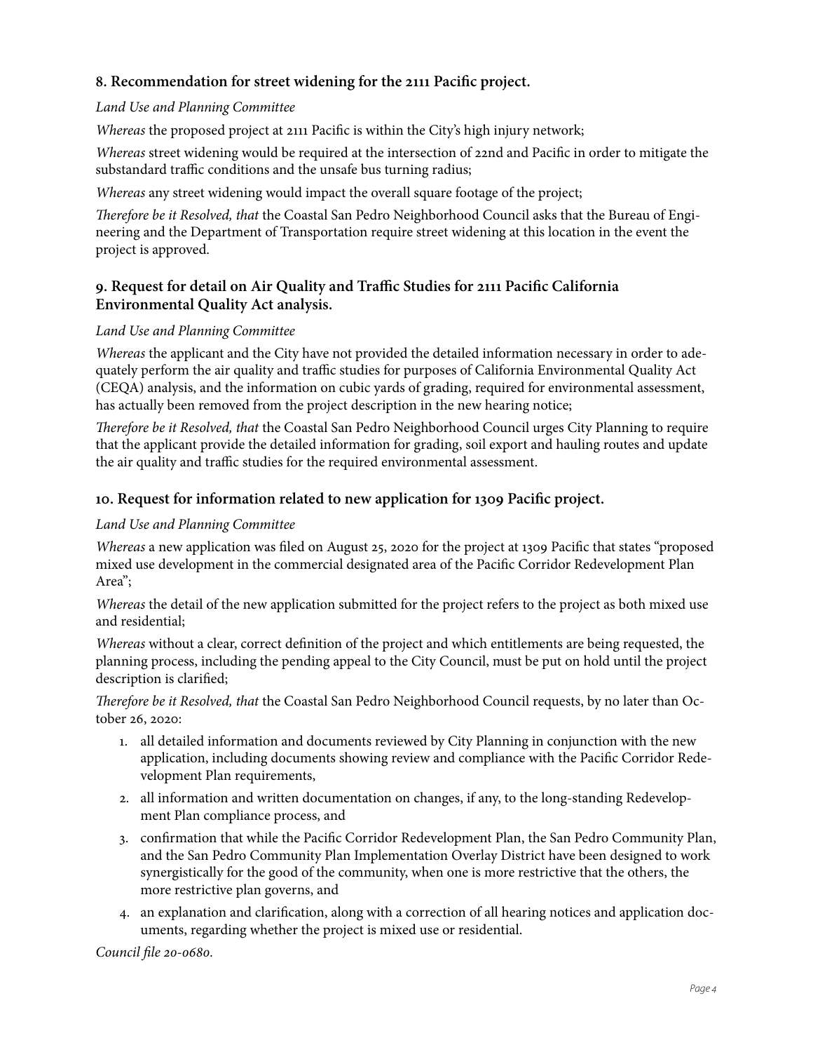### 8. Recommendation for street widening for the 2111 Pacific project.

*Land Use and Planning Committee*

*Whereas* the proposed project at 2111 Pacific is within the City's high injury network;

*Whereas* street widening would be required at the intersection of 22nd and Pacific in order to mitigate the substandard traffic conditions and the unsafe bus turning radius;

*Whereas* any street widening would impact the overall square footage of the project;

*Therefore be it Resolved, that* the Coastal San Pedro Neighborhood Council asks that the Bureau of Engineering and the Department of Transportation require street widening at this location in the event the project is approved.

### 9. Request for detail on Air Quality and Traffic Studies for 2111 Pacific California Environmental Quality Act analysis.

*Land Use and Planning Committee*

*Whereas* the applicant and the City have not provided the detailed information necessary in order to adequately perform the air quality and traffic studies for purposes of California Environmental Quality Act (CEQA) analysis, and the information on cubic yards of grading, required for environmental assessment, has actually been removed from the project description in the new hearing notice;

*Therefore be it Resolved, that* the Coastal San Pedro Neighborhood Council urges City Planning to require that the applicant provide the detailed information for grading, soil export and hauling routes and update the air quality and traffic studies for the required environmental assessment.

### 10. Request for information related to new application for 1309 Pacific project.

*Land Use and Planning Committee*

*Whereas* a new application was filed on August 25, 2020 for the project at 1309 Pacific that states "proposed mixed use development in the commercial designated area of the Pacific Corridor Redevelopment Plan Area";

*Whereas* the detail of the new application submitted for the project refers to the project as both mixed use and residential;

*Whereas* without a clear, correct definition of the project and which entitlements are being requested, the planning process, including the pending appeal to the City Council, must be put on hold until the project description is clarified;

*Therefore be it Resolved, that* the Coastal San Pedro Neighborhood Council requests, by no later than October 26, 2020:

1. all detailed information and documents reviewed by City Planning in conjunction with the new application, including documents showing review and compliance with the Pacific Corridor Redevelopment Plan requirements,
2. all information and written documentation on changes, if any, to the long-standing Redevelopment Plan compliance process, and
3. confirmation that while the Pacific Corridor Redevelopment Plan, the San Pedro Community Plan, and the San Pedro Community Plan Implementation Overlay District have been designed to work synergistically for the good of the community, when one is more restrictive that the others, the more restrictive plan governs, and
4. an explanation and clarification, along with a correction of all hearing notices and application documents, regarding whether the project is mixed use or residential.

*Council file 20-0680.*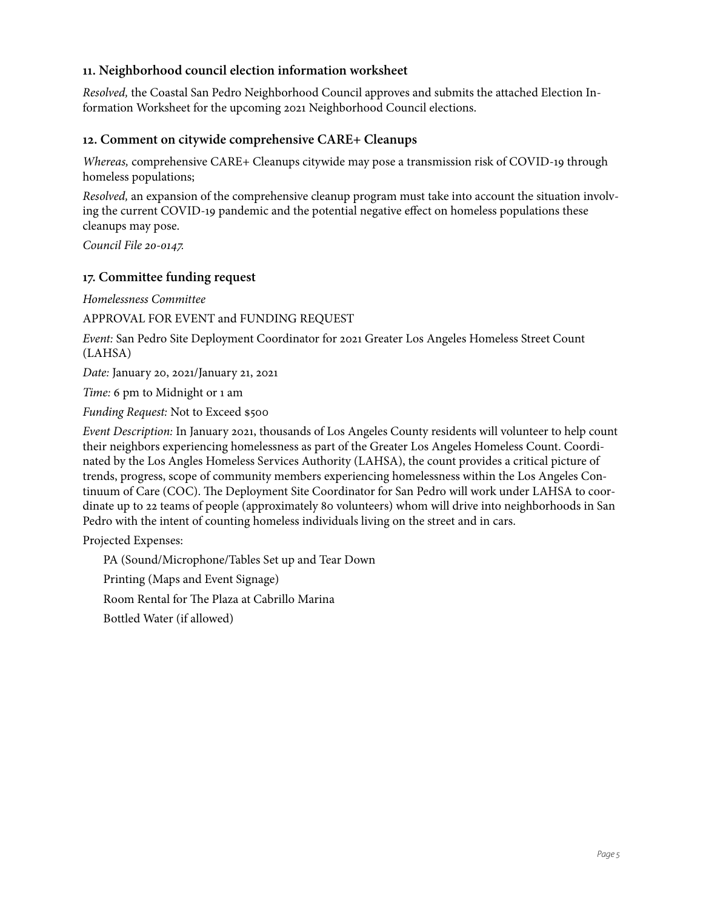### 11. Neighborhood council election information worksheet

*Resolved,* the Coastal San Pedro Neighborhood Council approves and submits the attached Election Information Worksheet for the upcoming 2021 Neighborhood Council elections.

### 12. Comment on citywide comprehensive CARE+ Cleanups

*Whereas,* comprehensive CARE+ Cleanups citywide may pose a transmission risk of COVID-19 through homeless populations;

*Resolved,* an expansion of the comprehensive cleanup program must take into account the situation involving the current COVID-19 pandemic and the potential negative effect on homeless populations these cleanups may pose.

*Council File 20-0147.*

### 17. Committee funding request

*Homelessness Committee*

APPROVAL FOR EVENT and FUNDING REQUEST

*Event:* San Pedro Site Deployment Coordinator for 2021 Greater Los Angeles Homeless Street Count (LAHSA)

*Date:* January 20, 2021/January 21, 2021

*Time:* 6 pm to Midnight or 1 am

*Funding Request:* Not to Exceed $500

*Event Description:* In January 2021, thousands of Los Angeles County residents will volunteer to help count their neighbors experiencing homelessness as part of the Greater Los Angeles Homeless Count. Coordinated by the Los Angles Homeless Services Authority (LAHSA), the count provides a critical picture of trends, progress, scope of community members experiencing homelessness within the Los Angeles Continuum of Care (COC). The Deployment Site Coordinator for San Pedro will work under LAHSA to coordinate up to 22 teams of people (approximately 80 volunteers) whom will drive into neighborhoods in San Pedro with the intent of counting homeless individuals living on the street and in cars.

Projected Expenses:

PA (Sound/Microphone/Tables Set up and Tear Down

Printing (Maps and Event Signage)

Room Rental for The Plaza at Cabrillo Marina

Bottled Water (if allowed)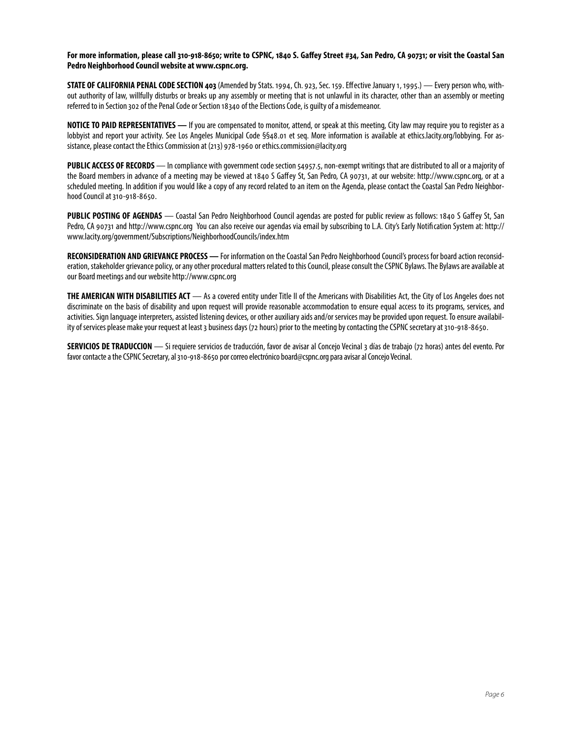**For more information, please call 310-918-8650; write to CSPNC, 1840 S. Gaffey Street #34, San Pedro, CA 90731; or visit the Coastal San Pedro Neighborhood Council website at www.cspnc.org.**

**STATE OF CALIFORNIA PENAL CODE SECTION 403** (Amended by Stats. 1994, Ch. 923, Sec. 159. Effective January 1, 1995.) — Every person who, without authority of law, willfully disturbs or breaks up any assembly or meeting that is not unlawful in its character, other than an assembly or meeting referred to in Section 302 of the Penal Code or Section 18340 of the Elections Code, is guilty of a misdemeanor.

**NOTICE TO PAID REPRESENTATIVES —** If you are compensated to monitor, attend, or speak at this meeting, City law may require you to register as a lobbyist and report your activity. See Los Angeles Municipal Code §§48.01 et seq. More information is available at ethics.lacity.org/lobbying. For assistance, please contact the Ethics Commission at (213) 978-1960 or ethics.commission@lacity.org

**PUBLIC ACCESS OF RECORDS** — In compliance with government code section 54957.5, non-exempt writings that are distributed to all or a majority of the Board members in advance of a meeting may be viewed at 1840 S Gaffey St, San Pedro, CA 90731, at our website: http://www.cspnc.org, or at a scheduled meeting. In addition if you would like a copy of any record related to an item on the Agenda, please contact the Coastal San Pedro Neighborhood Council at 310-918-8650.

**PUBLIC POSTING OF AGENDAS** — Coastal San Pedro Neighborhood Council agendas are posted for public review as follows: 1840 S Gaffey St, San Pedro, CA 90731 and http://www.cspnc.org You can also receive our agendas via email by subscribing to L.A. City's Early Notification System at: http://www.lacity.org/government/Subscriptions/NeighborhoodCouncils/index.htm

**RECONSIDERATION AND GRIEVANCE PROCESS —** For information on the Coastal San Pedro Neighborhood Council's process for board action reconsideration, stakeholder grievance policy, or any other procedural matters related to this Council, please consult the CSPNC Bylaws. The Bylaws are available at our Board meetings and our website http://www.cspnc.org

**THE AMERICAN WITH DISABILITIES ACT** — As a covered entity under Title II of the Americans with Disabilities Act, the City of Los Angeles does not discriminate on the basis of disability and upon request will provide reasonable accommodation to ensure equal access to its programs, services, and activities. Sign language interpreters, assisted listening devices, or other auxiliary aids and/or services may be provided upon request. To ensure availability of services please make your request at least 3 business days (72 hours) prior to the meeting by contacting the CSPNC secretary at 310-918-8650.

**SERVICIOS DE TRADUCCION** — Si requiere servicios de traducción, favor de avisar al Concejo Vecinal 3 días de trabajo (72 horas) antes del evento. Por favor contacte a the CSPNC Secretary, al 310-918-8650 por correo electrónico board@cspnc.org para avisar al Concejo Vecinal.